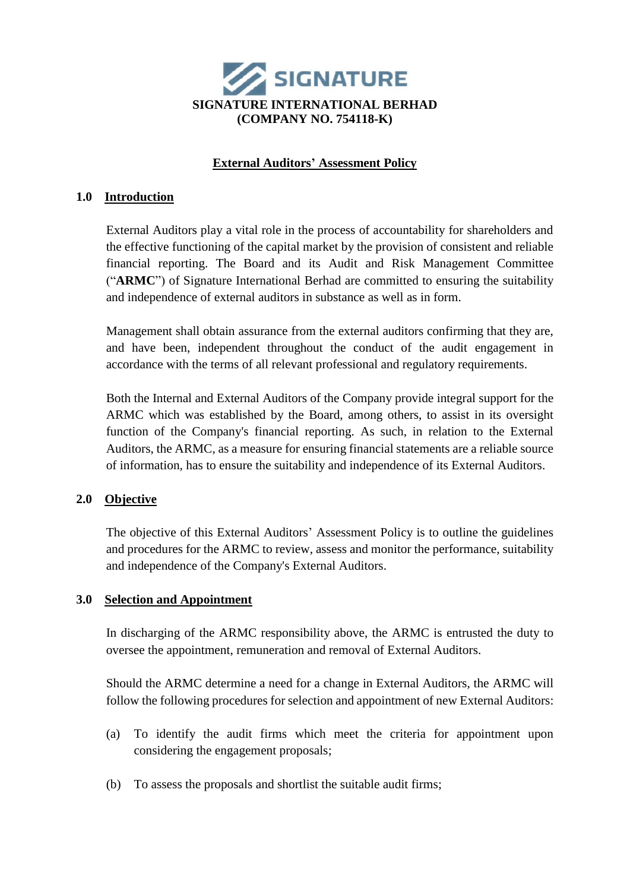**SIGNATURE**

**SIGNATURE INTERNATIONAL BERHAD**
**(COMPANY NO. 754118-K)**

# External Auditors' Assessment Policy

## 1.0 Introduction

External Auditors play a vital role in the process of accountability for shareholders and the effective functioning of the capital market by the provision of consistent and reliable financial reporting. The Board and its Audit and Risk Management Committee ("**ARMC**") of Signature International Berhad are committed to ensuring the suitability and independence of external auditors in substance as well as in form.

Management shall obtain assurance from the external auditors confirming that they are, and have been, independent throughout the conduct of the audit engagement in accordance with the terms of all relevant professional and regulatory requirements.

Both the Internal and External Auditors of the Company provide integral support for the ARMC which was established by the Board, among others, to assist in its oversight function of the Company's financial reporting. As such, in relation to the External Auditors, the ARMC, as a measure for ensuring financial statements are a reliable source of information, has to ensure the suitability and independence of its External Auditors.

## 2.0 Objective

The objective of this External Auditors' Assessment Policy is to outline the guidelines and procedures for the ARMC to review, assess and monitor the performance, suitability and independence of the Company's External Auditors.

## 3.0 Selection and Appointment

In discharging of the ARMC responsibility above, the ARMC is entrusted the duty to oversee the appointment, remuneration and removal of External Auditors.

Should the ARMC determine a need for a change in External Auditors, the ARMC will follow the following procedures for selection and appointment of new External Auditors:

(a) To identify the audit firms which meet the criteria for appointment upon considering the engagement proposals;

(b) To assess the proposals and shortlist the suitable audit firms;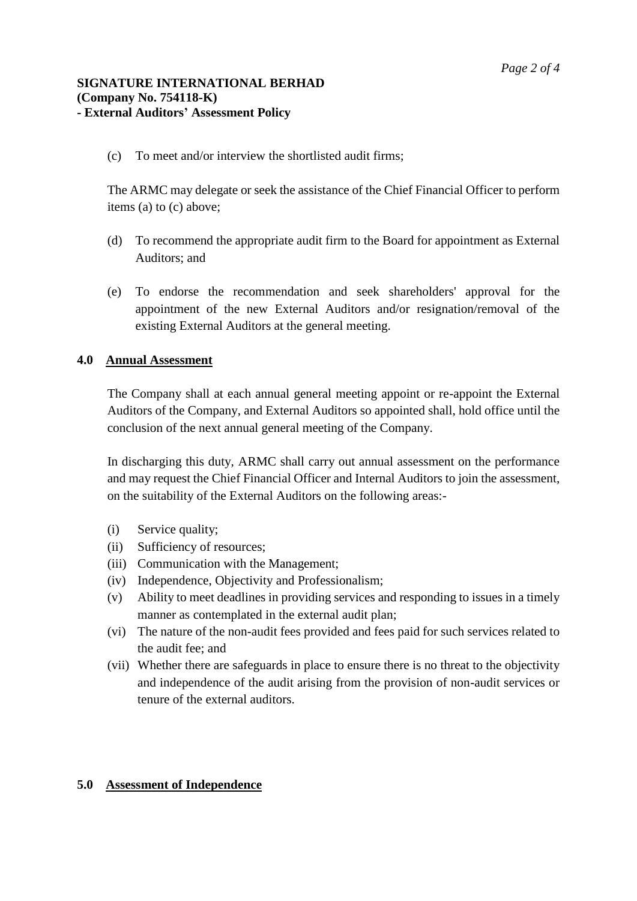(c) To meet and/or interview the shortlisted audit firms;

The ARMC may delegate or seek the assistance of the Chief Financial Officer to perform items (a) to (c) above;

(d) To recommend the appropriate audit firm to the Board for appointment as External Auditors; and

(e) To endorse the recommendation and seek shareholders' approval for the appointment of the new External Auditors and/or resignation/removal of the existing External Auditors at the general meeting.

## 4.0 Annual Assessment

The Company shall at each annual general meeting appoint or re-appoint the External Auditors of the Company, and External Auditors so appointed shall, hold office until the conclusion of the next annual general meeting of the Company.

In discharging this duty, ARMC shall carry out annual assessment on the performance and may request the Chief Financial Officer and Internal Auditors to join the assessment, on the suitability of the External Auditors on the following areas:-

(i) Service quality;
(ii) Sufficiency of resources;
(iii) Communication with the Management;
(iv) Independence, Objectivity and Professionalism;
(v) Ability to meet deadlines in providing services and responding to issues in a timely manner as contemplated in the external audit plan;
(vi) The nature of the non-audit fees provided and fees paid for such services related to the audit fee; and
(vii) Whether there are safeguards in place to ensure there is no threat to the objectivity and independence of the audit arising from the provision of non-audit services or tenure of the external auditors.

## 5.0 Assessment of Independence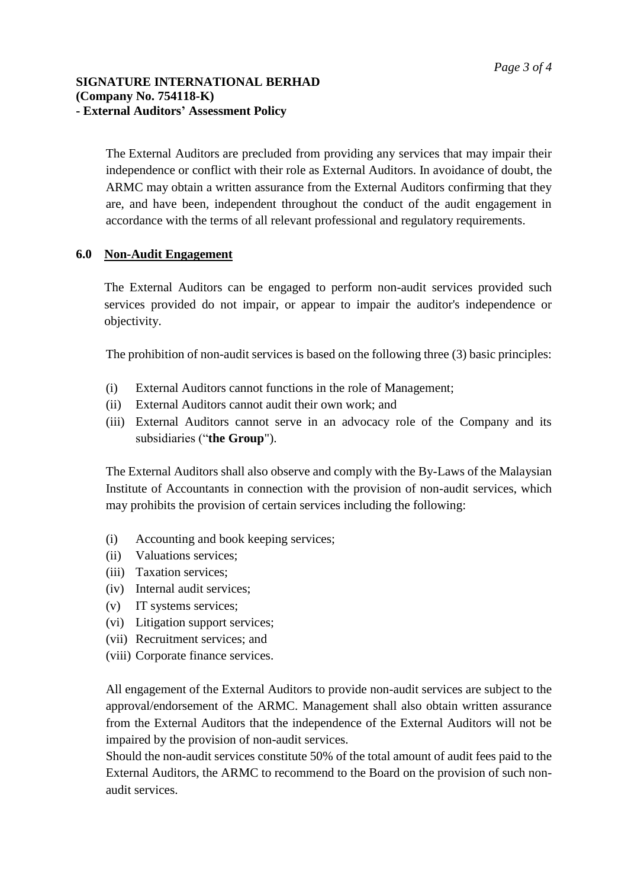The External Auditors are precluded from providing any services that may impair their independence or conflict with their role as External Auditors. In avoidance of doubt, the ARMC may obtain a written assurance from the External Auditors confirming that they are, and have been, independent throughout the conduct of the audit engagement in accordance with the terms of all relevant professional and regulatory requirements.

## 6.0 Non-Audit Engagement

The External Auditors can be engaged to perform non-audit services provided such services provided do not impair, or appear to impair the auditor's independence or objectivity.

The prohibition of non-audit services is based on the following three (3) basic principles:

(i) External Auditors cannot functions in the role of Management;
(ii) External Auditors cannot audit their own work; and
(iii) External Auditors cannot serve in an advocacy role of the Company and its subsidiaries ("**the Group**").

The External Auditors shall also observe and comply with the By-Laws of the Malaysian Institute of Accountants in connection with the provision of non-audit services, which may prohibits the provision of certain services including the following:

(i) Accounting and book keeping services;
(ii) Valuations services;
(iii) Taxation services;
(iv) Internal audit services;
(v) IT systems services;
(vi) Litigation support services;
(vii) Recruitment services; and
(viii) Corporate finance services.

All engagement of the External Auditors to provide non-audit services are subject to the approval/endorsement of the ARMC. Management shall also obtain written assurance from the External Auditors that the independence of the External Auditors will not be impaired by the provision of non-audit services.

Should the non-audit services constitute 50% of the total amount of audit fees paid to the External Auditors, the ARMC to recommend to the Board on the provision of such non-audit services.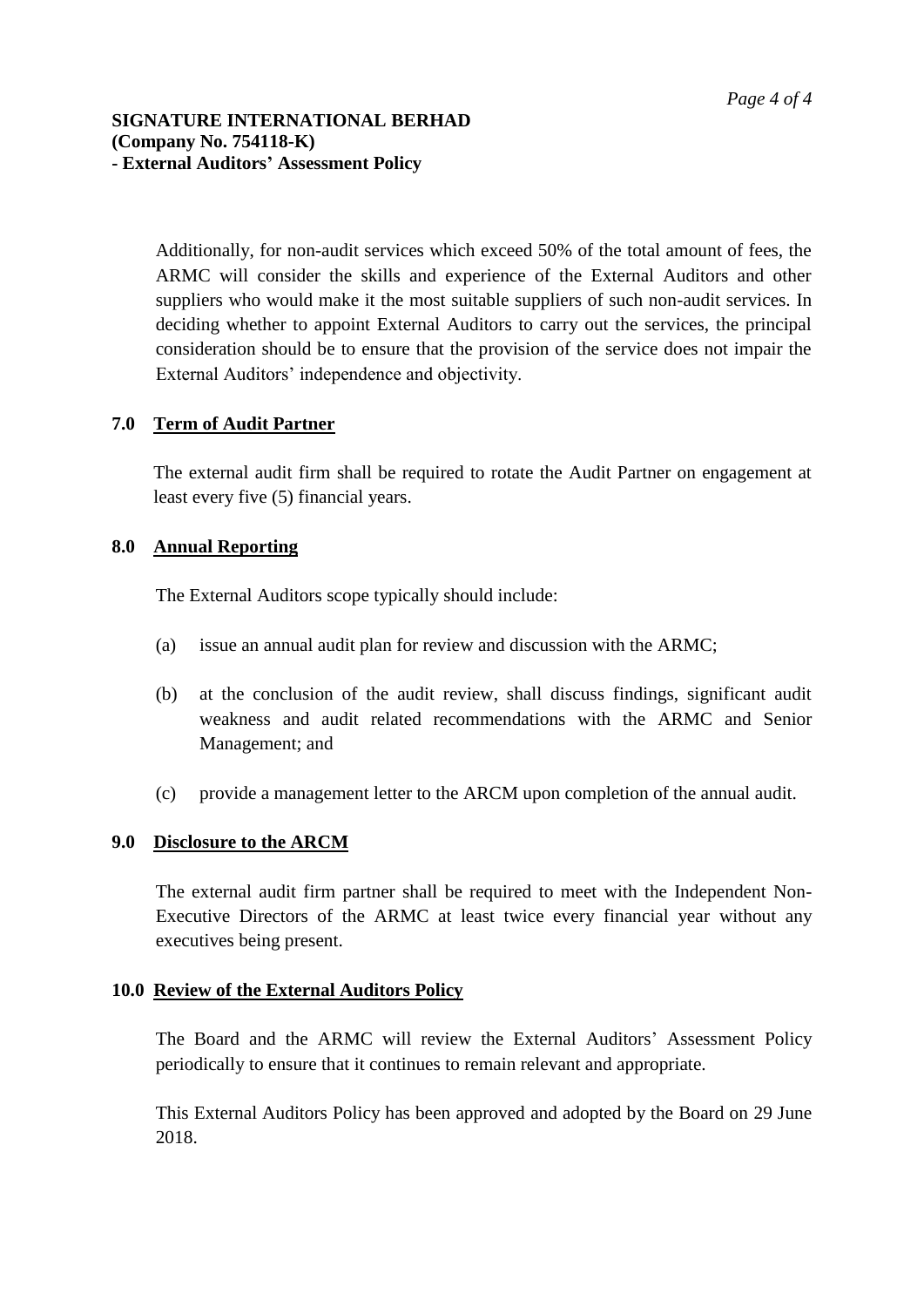Additionally, for non-audit services which exceed 50% of the total amount of fees, the ARMC will consider the skills and experience of the External Auditors and other suppliers who would make it the most suitable suppliers of such non-audit services. In deciding whether to appoint External Auditors to carry out the services, the principal consideration should be to ensure that the provision of the service does not impair the External Auditors' independence and objectivity.

## 7.0 Term of Audit Partner

The external audit firm shall be required to rotate the Audit Partner on engagement at least every five (5) financial years.

## 8.0 Annual Reporting

The External Auditors scope typically should include:

(a) issue an annual audit plan for review and discussion with the ARMC;

(b) at the conclusion of the audit review, shall discuss findings, significant audit weakness and audit related recommendations with the ARMC and Senior Management; and

(c) provide a management letter to the ARCM upon completion of the annual audit.

## 9.0 Disclosure to the ARCM

The external audit firm partner shall be required to meet with the Independent Non-Executive Directors of the ARMC at least twice every financial year without any executives being present.

## 10.0 Review of the External Auditors Policy

The Board and the ARMC will review the External Auditors' Assessment Policy periodically to ensure that it continues to remain relevant and appropriate.

This External Auditors Policy has been approved and adopted by the Board on 29 June 2018.